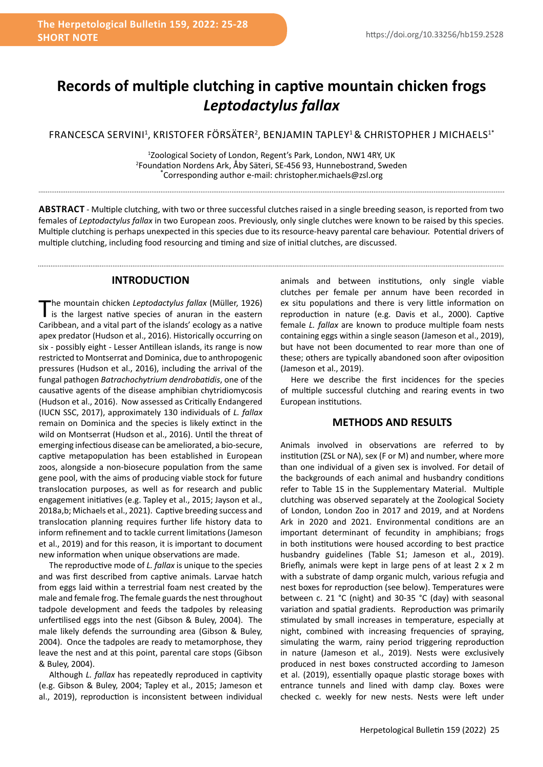# Records of multiple clutching in captive mountain chicken frogs *Leptodactylus fallax*

FRANCESCA SERVINI[1], KRISTOFER FÖRSÄTER[2], BENJAMIN TAPLEY[1] & CHRISTOPHER J MICHAELS[1*]

[1]Zoological Society of London, Regent's Park, London, NW1 4RY, UK
[2]Foundation Nordens Ark, Åby Säteri, SE-456 93, Hunnebostrand, Sweden
[*]Corresponding author e-mail: christopher.michaels@zsl.org

**ABSTRACT** - Multiple clutching, with two or three successful clutches raised in a single breeding season, is reported from two females of *Leptodactylus fallax* in two European zoos. Previously, only single clutches were known to be raised by this species. Multiple clutching is perhaps unexpected in this species due to its resource-heavy parental care behaviour. Potential drivers of multiple clutching, including food resourcing and timing and size of initial clutches, are discussed.

## INTRODUCTION

The mountain chicken *Leptodactylus fallax* (Müller, 1926) is the largest native species of anuran in the eastern Caribbean, and a vital part of the islands' ecology as a native apex predator (Hudson et al., 2016). Historically occurring on six - possibly eight - Lesser Antillean islands, its range is now restricted to Montserrat and Dominica, due to anthropogenic pressures (Hudson et al., 2016), including the arrival of the fungal pathogen *Batrachochytrium dendrobatidis*, one of the causative agents of the disease amphibian chytridiomycosis (Hudson et al., 2016). Now assessed as Critically Endangered (IUCN SSC, 2017), approximately 130 individuals of *L. fallax* remain on Dominica and the species is likely extinct in the wild on Montserrat (Hudson et al., 2016). Until the threat of emerging infectious disease can be ameliorated, a bio-secure, captive metapopulation has been established in European zoos, alongside a non-biosecure population from the same gene pool, with the aims of producing viable stock for future translocation purposes, as well as for research and public engagement initiatives (e.g. Tapley et al., 2015; Jayson et al., 2018a,b; Michaels et al., 2021). Captive breeding success and translocation planning requires further life history data to inform refinement and to tackle current limitations (Jameson et al., 2019) and for this reason, it is important to document new information when unique observations are made.

The reproductive mode of *L. fallax* is unique to the species and was first described from captive animals. Larvae hatch from eggs laid within a terrestrial foam nest created by the male and female frog. The female guards the nest throughout tadpole development and feeds the tadpoles by releasing unfertilised eggs into the nest (Gibson & Buley, 2004). The male likely defends the surrounding area (Gibson & Buley, 2004). Once the tadpoles are ready to metamorphose, they leave the nest and at this point, parental care stops (Gibson & Buley, 2004).

Although *L. fallax* has repeatedly reproduced in captivity (e.g. Gibson & Buley, 2004; Tapley et al., 2015; Jameson et al., 2019), reproduction is inconsistent between individual animals and between institutions, only single viable clutches per female per annum have been recorded in ex situ populations and there is very little information on reproduction in nature (e.g. Davis et al., 2000). Captive female *L. fallax* are known to produce multiple foam nests containing eggs within a single season (Jameson et al., 2019), but have not been documented to rear more than one of these; others are typically abandoned soon after oviposition (Jameson et al., 2019).

Here we describe the first incidences for the species of multiple successful clutching and rearing events in two European institutions.

## METHODS AND RESULTS

Animals involved in observations are referred to by institution (ZSL or NA), sex (F or M) and number, where more than one individual of a given sex is involved. For detail of the backgrounds of each animal and husbandry conditions refer to Table 1S in the Supplementary Material. Multiple clutching was observed separately at the Zoological Society of London, London Zoo in 2017 and 2019, and at Nordens Ark in 2020 and 2021. Environmental conditions are an important determinant of fecundity in amphibians; frogs in both institutions were housed according to best practice husbandry guidelines (Table S1; Jameson et al., 2019). Briefly, animals were kept in large pens of at least 2 x 2 m with a substrate of damp organic mulch, various refugia and nest boxes for reproduction (see below). Temperatures were between c. 21 °C (night) and 30-35 °C (day) with seasonal variation and spatial gradients. Reproduction was primarily stimulated by small increases in temperature, especially at night, combined with increasing frequencies of spraying, simulating the warm, rainy period triggering reproduction in nature (Jameson et al., 2019). Nests were exclusively produced in nest boxes constructed according to Jameson et al. (2019), essentially opaque plastic storage boxes with entrance tunnels and lined with damp clay. Boxes were checked c. weekly for new nests. Nests were left under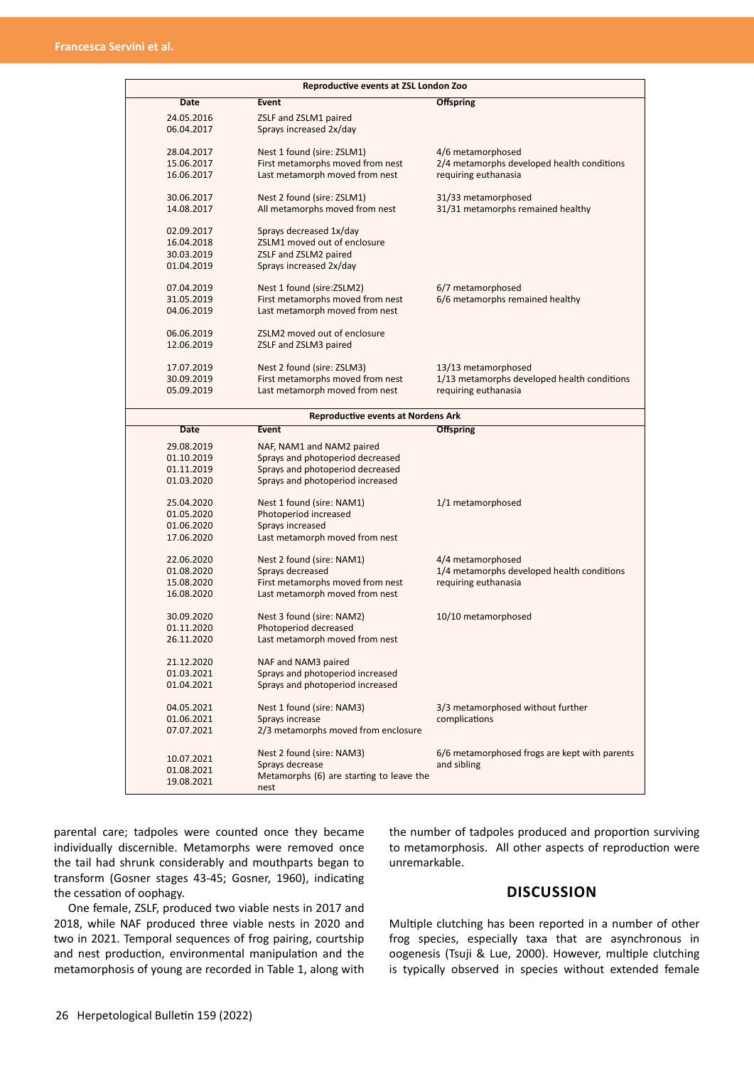| Reproductive events at ZSL London Zoo | | |
|---|---|---|
| **Date** | **Event** | **Offspring** |
| 24.05.2016 | ZSLF and ZSLM1 paired | |
| 06.04.2017 | Sprays increased 2x/day | |
| 28.04.2017 | Nest 1 found (sire: ZSLM1) | 4/6 metamorphosed |
| 15.06.2017 | First metamorphs moved from nest | 2/4 metamorphs developed health conditions |
| 16.06.2017 | Last metamorph moved from nest | requiring euthanasia |
| 30.06.2017 | Nest 2 found (sire: ZSLM1) | 31/33 metamorphosed |
| 14.08.2017 | All metamorphs moved from nest | 31/31 metamorphs remained healthy |
| 02.09.2017 | Sprays decreased 1x/day | |
| 16.04.2018 | ZSLM1 moved out of enclosure | |
| 30.03.2019 | ZSLF and ZSLM2 paired | |
| 01.04.2019 | Sprays increased 2x/day | |
| 07.04.2019 | Nest 1 found (sire:ZSLM2) | 6/7 metamorphosed |
| 31.05.2019 | First metamorphs moved from nest | 6/6 metamorphs remained healthy |
| 04.06.2019 | Last metamorph moved from nest | |
| 06.06.2019 | ZSLM2 moved out of enclosure | |
| 12.06.2019 | ZSLF and ZSLM3 paired | |
| 17.07.2019 | Nest 2 found (sire: ZSLM3) | 13/13 metamorphosed |
| 30.09.2019 | First metamorphs moved from nest | 1/13 metamorphs developed health conditions |
| 05.09.2019 | Last metamorph moved from nest | requiring euthanasia |
| **Reproductive events at Nordens Ark** | | |
| **Date** | **Event** | **Offspring** |
| 29.08.2019 | NAF, NAM1 and NAM2 paired | |
| 01.10.2019 | Sprays and photoperiod decreased | |
| 01.11.2019 | Sprays and photoperiod decreased | |
| 01.03.2020 | Sprays and photoperiod increased | |
| 25.04.2020 | Nest 1 found (sire: NAM1) | 1/1 metamorphosed |
| 01.05.2020 | Photoperiod increased | |
| 01.06.2020 | Sprays increased | |
| 17.06.2020 | Last metamorph moved from nest | |
| 22.06.2020 | Nest 2 found (sire: NAM1) | 4/4 metamorphosed |
| 01.08.2020 | Sprays decreased | 1/4 metamorphs developed health conditions |
| 15.08.2020 | First metamorphs moved from nest | requiring euthanasia |
| 16.08.2020 | Last metamorph moved from nest | |
| 30.09.2020 | Nest 3 found (sire: NAM2) | 10/10 metamorphosed |
| 01.11.2020 | Photoperiod decreased | |
| 26.11.2020 | Last metamorph moved from nest | |
| 21.12.2020 | NAF and NAM3 paired | |
| 01.03.2021 | Sprays and photoperiod increased | |
| 01.04.2021 | Sprays and photoperiod increased | |
| 04.05.2021 | Nest 1 found (sire: NAM3) | 3/3 metamorphosed without further |
| 01.06.2021 | Sprays increase | complications |
| 07.07.2021 | 2/3 metamorphs moved from enclosure | |
| 10.07.2021 | Nest 2 found (sire: NAM3) | 6/6 metamorphosed frogs are kept with parents |
| 01.08.2021 | Sprays decrease | and sibling |
| 19.08.2021 | Metamorphs (6) are starting to leave the nest | |

parental care; tadpoles were counted once they became individually discernible. Metamorphs were removed once the tail had shrunk considerably and mouthparts began to transform (Gosner stages 43-45; Gosner, 1960), indicating the cessation of oophagy.

One female, ZSLF, produced two viable nests in 2017 and 2018, while NAF produced three viable nests in 2020 and two in 2021. Temporal sequences of frog pairing, courtship and nest production, environmental manipulation and the metamorphosis of young are recorded in Table 1, along with the number of tadpoles produced and proportion surviving to metamorphosis. All other aspects of reproduction were unremarkable.

## DISCUSSION

Multiple clutching has been reported in a number of other frog species, especially taxa that are asynchronous in oogenesis (Tsuji & Lue, 2000). However, multiple clutching is typically observed in species without extended female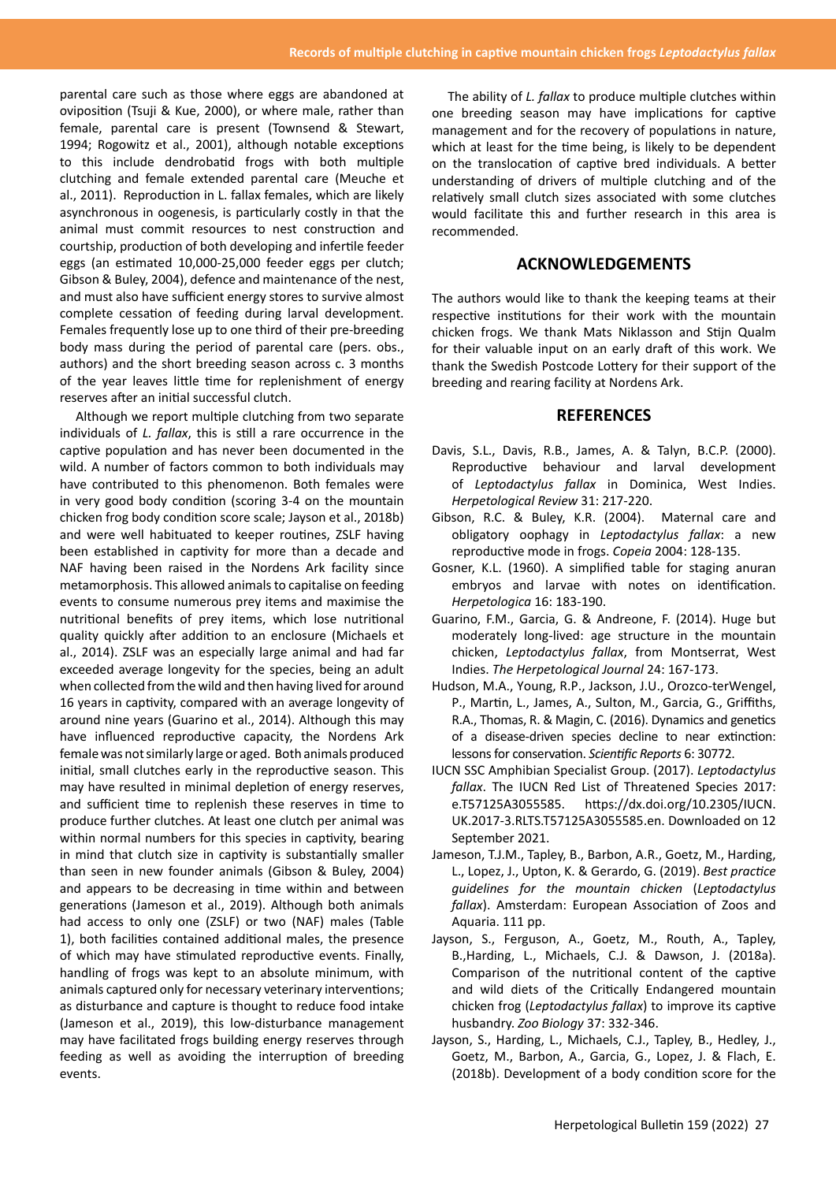parental care such as those where eggs are abandoned at oviposition (Tsuji & Kue, 2000), or where male, rather than female, parental care is present (Townsend & Stewart, 1994; Rogowitz et al., 2001), although notable exceptions to this include dendrobatid frogs with both multiple clutching and female extended parental care (Meuche et al., 2011). Reproduction in L. fallax females, which are likely asynchronous in oogenesis, is particularly costly in that the animal must commit resources to nest construction and courtship, production of both developing and infertile feeder eggs (an estimated 10,000-25,000 feeder eggs per clutch; Gibson & Buley, 2004), defence and maintenance of the nest, and must also have sufficient energy stores to survive almost complete cessation of feeding during larval development. Females frequently lose up to one third of their pre-breeding body mass during the period of parental care (pers. obs., authors) and the short breeding season across c. 3 months of the year leaves little time for replenishment of energy reserves after an initial successful clutch.

Although we report multiple clutching from two separate individuals of *L. fallax*, this is still a rare occurrence in the captive population and has never been documented in the wild. A number of factors common to both individuals may have contributed to this phenomenon. Both females were in very good body condition (scoring 3-4 on the mountain chicken frog body condition score scale; Jayson et al., 2018b) and were well habituated to keeper routines, ZSLF having been established in captivity for more than a decade and NAF having been raised in the Nordens Ark facility since metamorphosis. This allowed animals to capitalise on feeding events to consume numerous prey items and maximise the nutritional benefits of prey items, which lose nutritional quality quickly after addition to an enclosure (Michaels et al., 2014). ZSLF was an especially large animal and had far exceeded average longevity for the species, being an adult when collected from the wild and then having lived for around 16 years in captivity, compared with an average longevity of around nine years (Guarino et al., 2014). Although this may have influenced reproductive capacity, the Nordens Ark female was not similarly large or aged. Both animals produced initial, small clutches early in the reproductive season. This may have resulted in minimal depletion of energy reserves, and sufficient time to replenish these reserves in time to produce further clutches. At least one clutch per animal was within normal numbers for this species in captivity, bearing in mind that clutch size in captivity is substantially smaller than seen in new founder animals (Gibson & Buley, 2004) and appears to be decreasing in time within and between generations (Jameson et al., 2019). Although both animals had access to only one (ZSLF) or two (NAF) males (Table 1), both facilities contained additional males, the presence of which may have stimulated reproductive events. Finally, handling of frogs was kept to an absolute minimum, with animals captured only for necessary veterinary interventions; as disturbance and capture is thought to reduce food intake (Jameson et al., 2019), this low-disturbance management may have facilitated frogs building energy reserves through feeding as well as avoiding the interruption of breeding events.

The ability of *L. fallax* to produce multiple clutches within one breeding season may have implications for captive management and for the recovery of populations in nature, which at least for the time being, is likely to be dependent on the translocation of captive bred individuals. A better understanding of drivers of multiple clutching and of the relatively small clutch sizes associated with some clutches would facilitate this and further research in this area is recommended.

## ACKNOWLEDGEMENTS

The authors would like to thank the keeping teams at their respective institutions for their work with the mountain chicken frogs. We thank Mats Niklasson and Stijn Qualm for their valuable input on an early draft of this work. We thank the Swedish Postcode Lottery for their support of the breeding and rearing facility at Nordens Ark.

## REFERENCES

Davis, S.L., Davis, R.B., James, A. & Talyn, B.C.P. (2000). Reproductive behaviour and larval development of *Leptodactylus fallax* in Dominica, West Indies. *Herpetological Review* 31: 217-220.

Gibson, R.C. & Buley, K.R. (2004). Maternal care and obligatory oophagy in *Leptodactylus fallax*: a new reproductive mode in frogs. *Copeia* 2004: 128-135.

Gosner, K.L. (1960). A simplified table for staging anuran embryos and larvae with notes on identification. *Herpetologica* 16: 183-190.

Guarino, F.M., Garcia, G. & Andreone, F. (2014). Huge but moderately long-lived: age structure in the mountain chicken, *Leptodactylus fallax*, from Montserrat, West Indies. *The Herpetological Journal* 24: 167-173.

Hudson, M.A., Young, R.P., Jackson, J.U., Orozco-terWengel, P., Martin, L., James, A., Sulton, M., Garcia, G., Griffiths, R.A., Thomas, R. & Magin, C. (2016). Dynamics and genetics of a disease-driven species decline to near extinction: lessons for conservation. *Scientific Reports* 6: 30772.

IUCN SSC Amphibian Specialist Group. (2017). *Leptodactylus fallax*. The IUCN Red List of Threatened Species 2017: e.T57125A3055585. https://dx.doi.org/10.2305/IUCN.UK.2017-3.RLTS.T57125A3055585.en. Downloaded on 12 September 2021.

Jameson, T.J.M., Tapley, B., Barbon, A.R., Goetz, M., Harding, L., Lopez, J., Upton, K. & Gerardo, G. (2019). *Best practice guidelines for the mountain chicken* (*Leptodactylus fallax*). Amsterdam: European Association of Zoos and Aquaria. 111 pp.

Jayson, S., Ferguson, A., Goetz, M., Routh, A., Tapley, B.,Harding, L., Michaels, C.J. & Dawson, J. (2018a). Comparison of the nutritional content of the captive and wild diets of the Critically Endangered mountain chicken frog (*Leptodactylus fallax*) to improve its captive husbandry. *Zoo Biology* 37: 332-346.

Jayson, S., Harding, L., Michaels, C.J., Tapley, B., Hedley, J., Goetz, M., Barbon, A., Garcia, G., Lopez, J. & Flach, E. (2018b). Development of a body condition score for the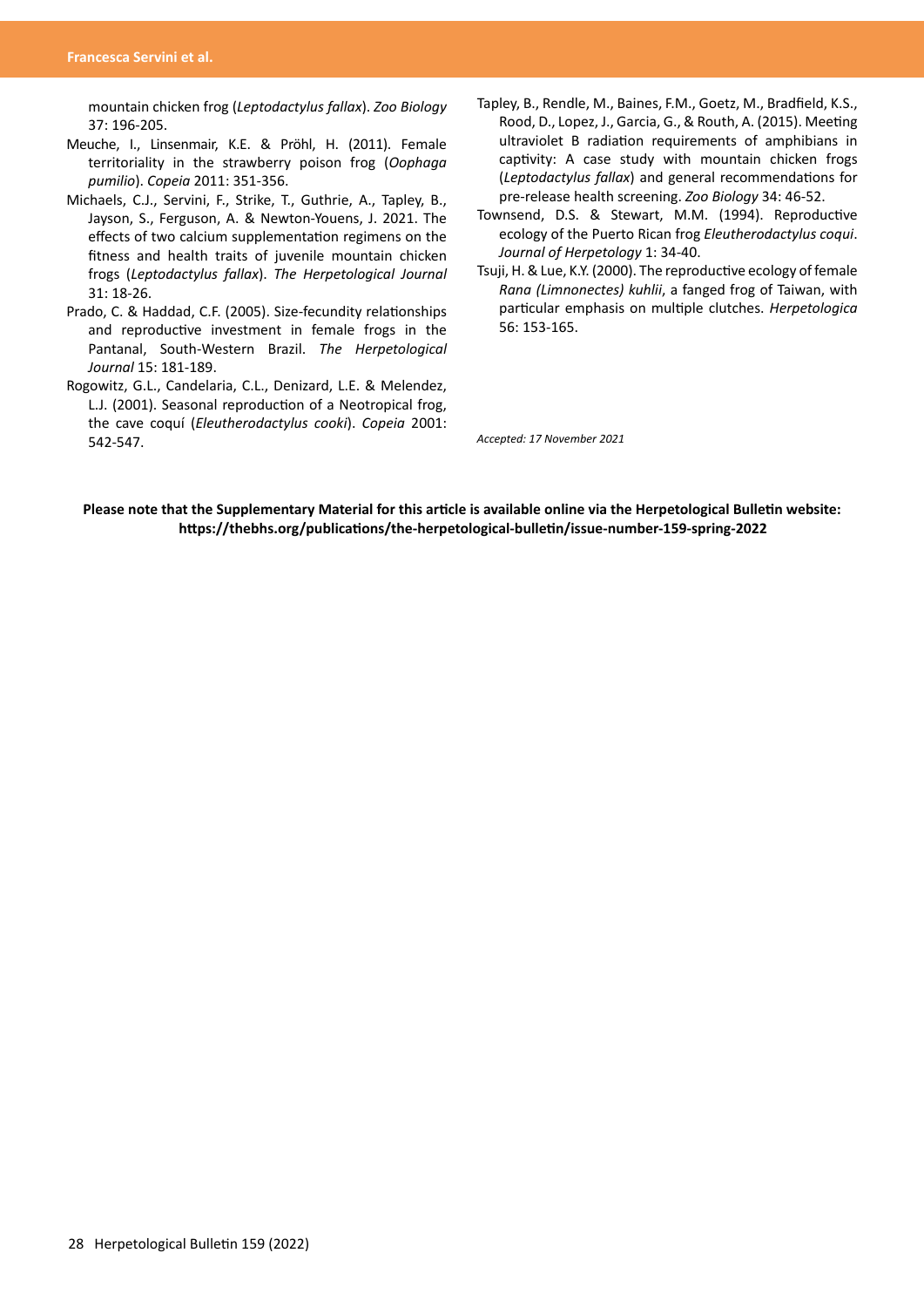mountain chicken frog (*Leptodactylus fallax*). *Zoo Biology* 37: 196-205.

Meuche, I., Linsenmair, K.E. & Pröhl, H. (2011). Female territoriality in the strawberry poison frog (*Oophaga pumilio*). *Copeia* 2011: 351-356.

Michaels, C.J., Servini, F., Strike, T., Guthrie, A., Tapley, B., Jayson, S., Ferguson, A. & Newton-Youens, J. 2021. The effects of two calcium supplementation regimens on the fitness and health traits of juvenile mountain chicken frogs (*Leptodactylus fallax*). *The Herpetological Journal* 31: 18-26.

Prado, C. & Haddad, C.F. (2005). Size-fecundity relationships and reproductive investment in female frogs in the Pantanal, South-Western Brazil. *The Herpetological Journal* 15: 181-189.

Rogowitz, G.L., Candelaria, C.L., Denizard, L.E. & Melendez, L.J. (2001). Seasonal reproduction of a Neotropical frog, the cave coquí (*Eleutherodactylus cooki*). *Copeia* 2001: 542-547.

Tapley, B., Rendle, M., Baines, F.M., Goetz, M., Bradfield, K.S., Rood, D., Lopez, J., Garcia, G., & Routh, A. (2015). Meeting ultraviolet B radiation requirements of amphibians in captivity: A case study with mountain chicken frogs (*Leptodactylus fallax*) and general recommendations for pre-release health screening. *Zoo Biology* 34: 46-52.

Townsend, D.S. & Stewart, M.M. (1994). Reproductive ecology of the Puerto Rican frog *Eleutherodactylus coqui*. *Journal of Herpetology* 1: 34-40.

Tsuji, H. & Lue, K.Y. (2000). The reproductive ecology of female *Rana (Limnonectes) kuhlii*, a fanged frog of Taiwan, with particular emphasis on multiple clutches. *Herpetologica* 56: 153-165.

*Accepted: 17 November 2021*

**Please note that the Supplementary Material for this article is available online via the Herpetological Bulletin website: https://thebhs.org/publications/the-herpetological-bulletin/issue-number-159-spring-2022**